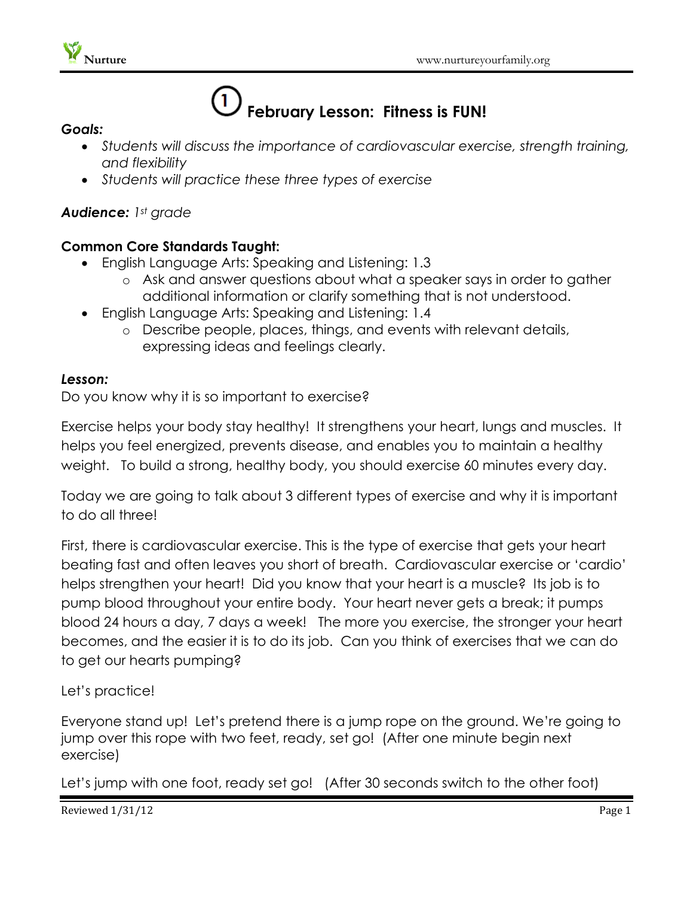# ① February Lesson: Fitness is FUN!

***Goals:***

- *Students will discuss the importance of cardiovascular exercise, strength training, and flexibility*
- *Students will practice these three types of exercise*

***Audience:*** *1st grade*

**Common Core Standards Taught:**

- English Language Arts: Speaking and Listening: 1.3
  - Ask and answer questions about what a speaker says in order to gather additional information or clarify something that is not understood.
- English Language Arts: Speaking and Listening: 1.4
  - Describe people, places, things, and events with relevant details, expressing ideas and feelings clearly.

***Lesson:***

Do you know why it is so important to exercise?

Exercise helps your body stay healthy! It strengthens your heart, lungs and muscles. It helps you feel energized, prevents disease, and enables you to maintain a healthy weight. To build a strong, healthy body, you should exercise 60 minutes every day.

Today we are going to talk about 3 different types of exercise and why it is important to do all three!

First, there is cardiovascular exercise. This is the type of exercise that gets your heart beating fast and often leaves you short of breath. Cardiovascular exercise or 'cardio' helps strengthen your heart! Did you know that your heart is a muscle? Its job is to pump blood throughout your entire body. Your heart never gets a break; it pumps blood 24 hours a day, 7 days a week! The more you exercise, the stronger your heart becomes, and the easier it is to do its job. Can you think of exercises that we can do to get our hearts pumping?

Let's practice!

Everyone stand up! Let's pretend there is a jump rope on the ground. We're going to jump over this rope with two feet, ready, set go! (After one minute begin next exercise)

Let's jump with one foot, ready set go! (After 30 seconds switch to the other foot)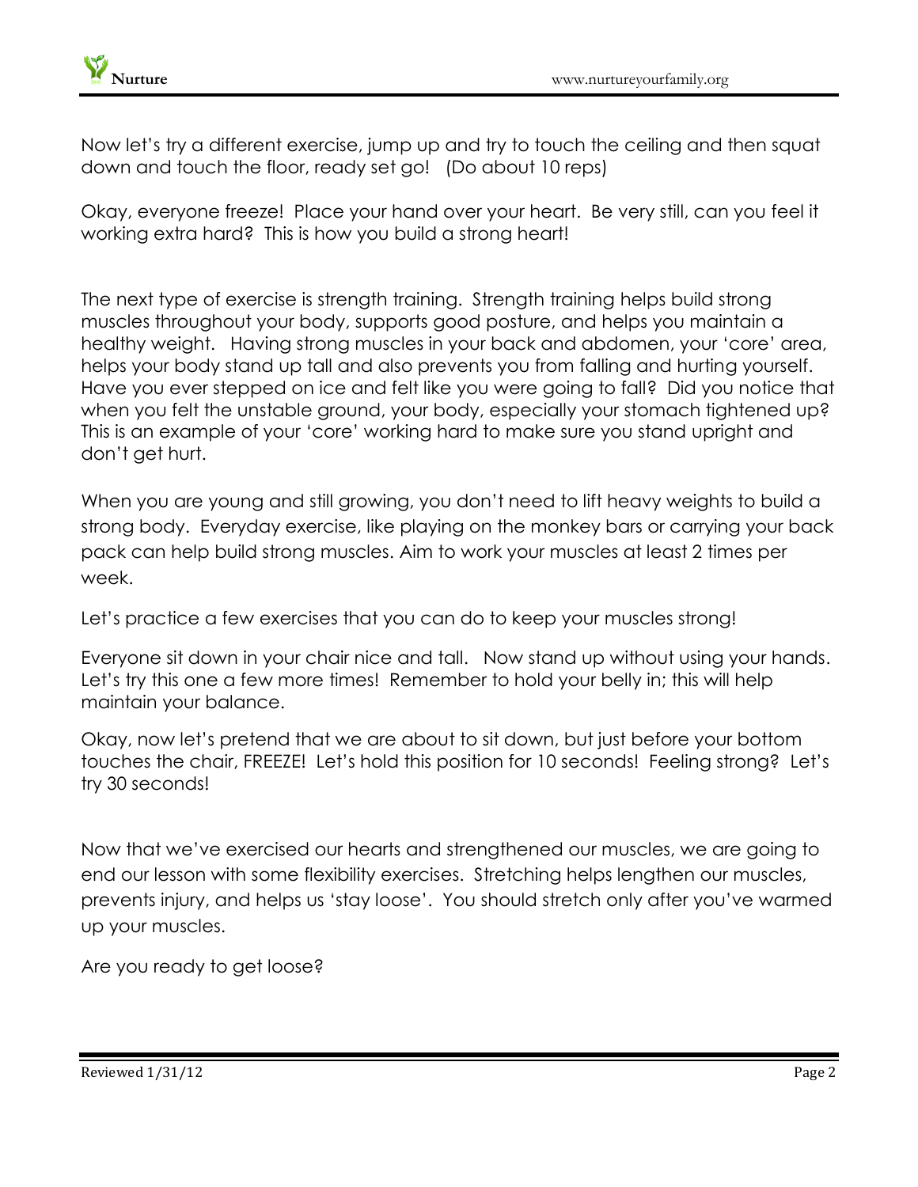Now let's try a different exercise, jump up and try to touch the ceiling and then squat down and touch the floor, ready set go! (Do about 10 reps)

Okay, everyone freeze! Place your hand over your heart. Be very still, can you feel it working extra hard? This is how you build a strong heart!

The next type of exercise is strength training. Strength training helps build strong muscles throughout your body, supports good posture, and helps you maintain a healthy weight. Having strong muscles in your back and abdomen, your 'core' area, helps your body stand up tall and also prevents you from falling and hurting yourself. Have you ever stepped on ice and felt like you were going to fall? Did you notice that when you felt the unstable ground, your body, especially your stomach tightened up? This is an example of your 'core' working hard to make sure you stand upright and don't get hurt.

When you are young and still growing, you don't need to lift heavy weights to build a strong body. Everyday exercise, like playing on the monkey bars or carrying your back pack can help build strong muscles. Aim to work your muscles at least 2 times per week.

Let's practice a few exercises that you can do to keep your muscles strong!

Everyone sit down in your chair nice and tall. Now stand up without using your hands. Let's try this one a few more times! Remember to hold your belly in; this will help maintain your balance.

Okay, now let's pretend that we are about to sit down, but just before your bottom touches the chair, FREEZE! Let's hold this position for 10 seconds! Feeling strong? Let's try 30 seconds!

Now that we've exercised our hearts and strengthened our muscles, we are going to end our lesson with some flexibility exercises. Stretching helps lengthen our muscles, prevents injury, and helps us 'stay loose'. You should stretch only after you've warmed up your muscles.

Are you ready to get loose?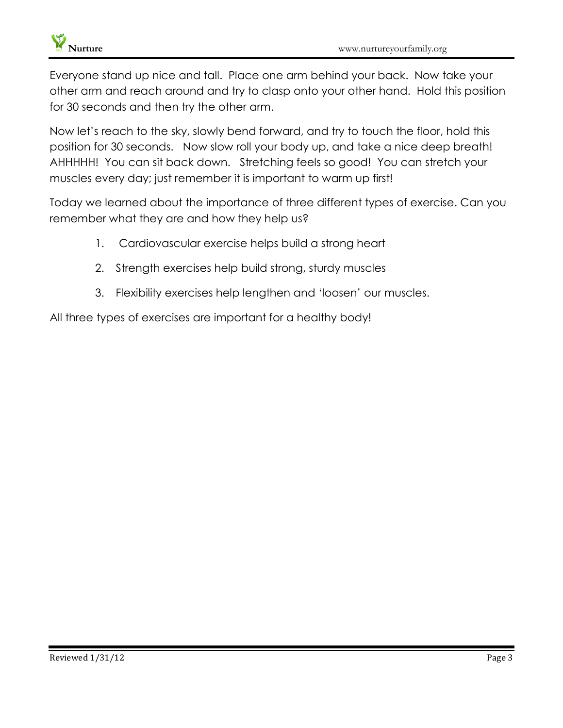Everyone stand up nice and tall.  Place one arm behind your back.  Now take your other arm and reach around and try to clasp onto your other hand.  Hold this position for 30 seconds and then try the other arm.

Now let's reach to the sky, slowly bend forward, and try to touch the floor, hold this position for 30 seconds.   Now slow roll your body up, and take a nice deep breath! AHHHHH!  You can sit back down.   Stretching feels so good!  You can stretch your muscles every day; just remember it is important to warm up first!

Today we learned about the importance of three different types of exercise. Can you remember what they are and how they help us?

1. Cardiovascular exercise helps build a strong heart
2. Strength exercises help build strong, sturdy muscles
3. Flexibility exercises help lengthen and 'loosen' our muscles.

All three types of exercises are important for a healthy body!